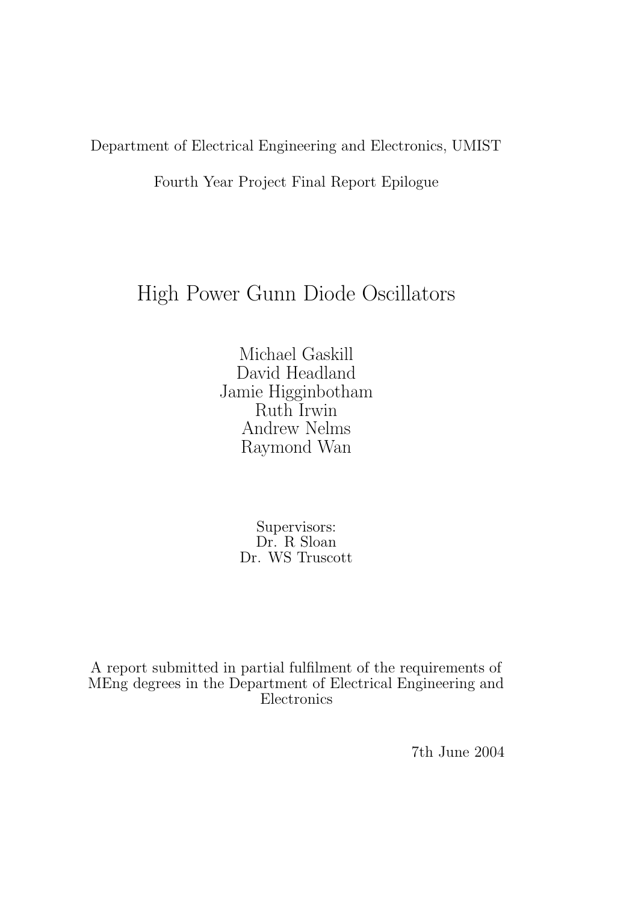Department of Electrical Engineering and Electronics, UMIST

Fourth Year Project Final Report Epilogue

# High Power Gunn Diode Oscillators

Michael Gaskill
David Headland
Jamie Higginbotham
Ruth Irwin
Andrew Nelms
Raymond Wan

Supervisors:
Dr. R Sloan
Dr. WS Truscott

A report submitted in partial fulfilment of the requirements of MEng degrees in the Department of Electrical Engineering and Electronics

7th June 2004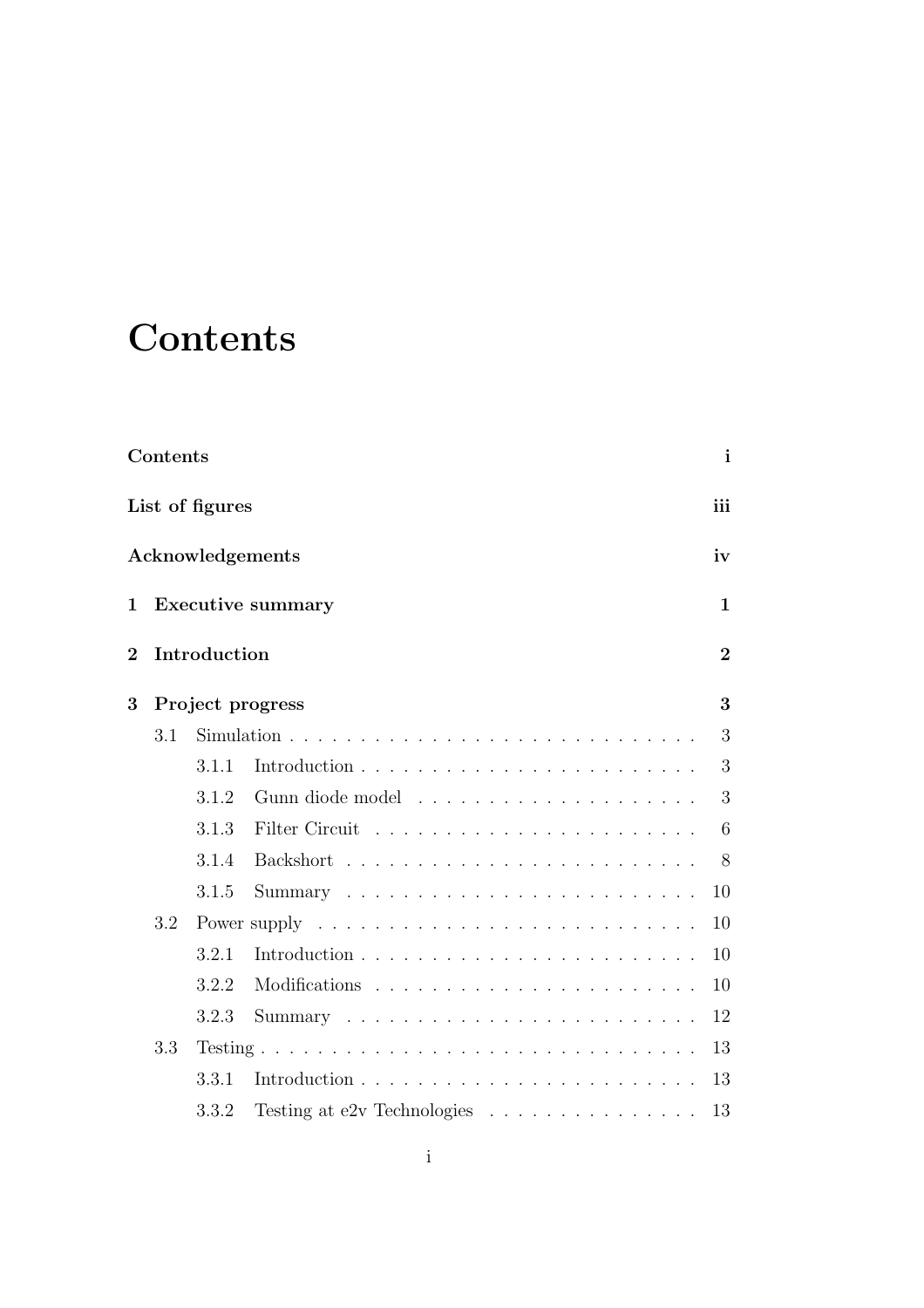# Contents

**Contents** **i**

**List of figures** **iii**

**Acknowledgements** **iv**

**1 Executive summary** **1**

**2 Introduction** **2**

**3 Project progress** **3**

- 3.1 Simulation . . . . . . . . . . . . . . . . . . . . . . . . . . . . . 3
  - 3.1.1 Introduction . . . . . . . . . . . . . . . . . . . . . . . . 3
  - 3.1.2 Gunn diode model . . . . . . . . . . . . . . . . . . . . 3
  - 3.1.3 Filter Circuit . . . . . . . . . . . . . . . . . . . . . . . 6
  - 3.1.4 Backshort . . . . . . . . . . . . . . . . . . . . . . . . . 8
  - 3.1.5 Summary . . . . . . . . . . . . . . . . . . . . . . . . . 10
- 3.2 Power supply . . . . . . . . . . . . . . . . . . . . . . . . . . . . 10
  - 3.2.1 Introduction . . . . . . . . . . . . . . . . . . . . . . . . 10
  - 3.2.2 Modifications . . . . . . . . . . . . . . . . . . . . . . . 10
  - 3.2.3 Summary . . . . . . . . . . . . . . . . . . . . . . . . . 12
- 3.3 Testing . . . . . . . . . . . . . . . . . . . . . . . . . . . . . . . 13
  - 3.3.1 Introduction . . . . . . . . . . . . . . . . . . . . . . . . 13
  - 3.3.2 Testing at e2v Technologies . . . . . . . . . . . . . . . 13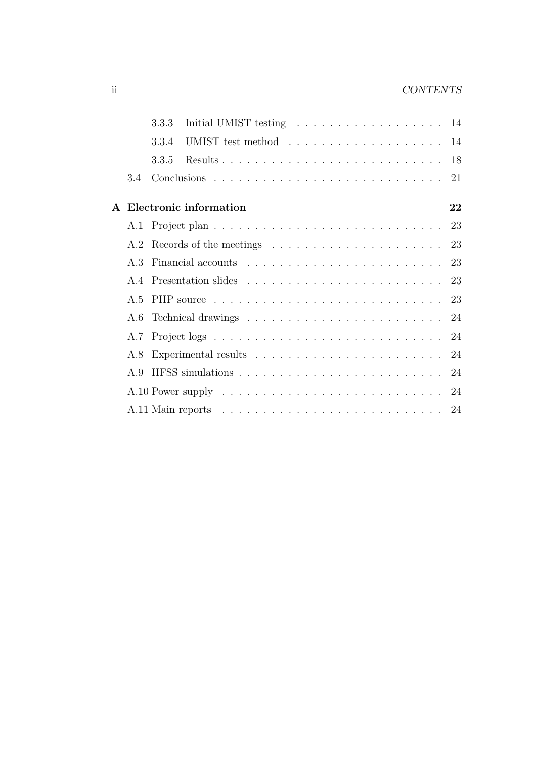- 3.3.3 Initial UMIST testing . . . . . . . . . . . . . . . . . . 14
- 3.3.4 UMIST test method . . . . . . . . . . . . . . . . . . 14
- 3.3.5 Results . . . . . . . . . . . . . . . . . . . . . . . . . . 18
- 3.4 Conclusions . . . . . . . . . . . . . . . . . . . . . . . . . . . 21

**A Electronic information** **22**

- A.1 Project plan . . . . . . . . . . . . . . . . . . . . . . . . . . . 23
- A.2 Records of the meetings . . . . . . . . . . . . . . . . . . . . 23
- A.3 Financial accounts . . . . . . . . . . . . . . . . . . . . . . . 23
- A.4 Presentation slides . . . . . . . . . . . . . . . . . . . . . . . 23
- A.5 PHP source . . . . . . . . . . . . . . . . . . . . . . . . . . . 23
- A.6 Technical drawings . . . . . . . . . . . . . . . . . . . . . . . 24
- A.7 Project logs . . . . . . . . . . . . . . . . . . . . . . . . . . . 24
- A.8 Experimental results . . . . . . . . . . . . . . . . . . . . . . 24
- A.9 HFSS simulations . . . . . . . . . . . . . . . . . . . . . . . . 24
- A.10 Power supply . . . . . . . . . . . . . . . . . . . . . . . . . . 24
- A.11 Main reports . . . . . . . . . . . . . . . . . . . . . . . . . . 24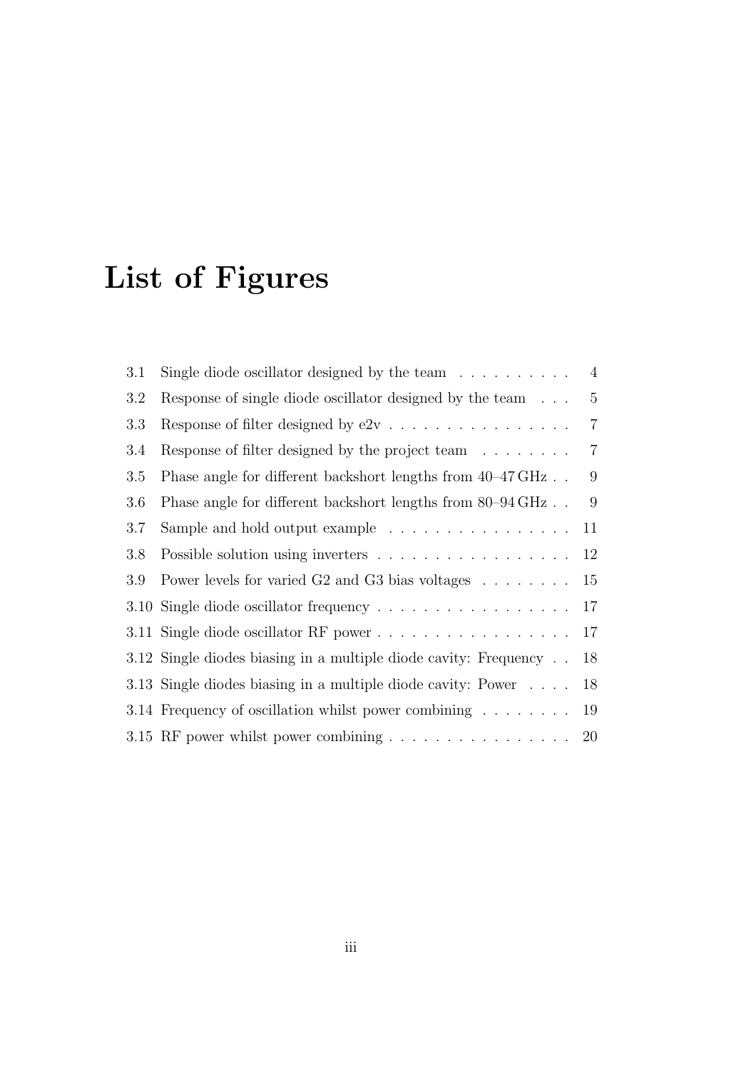# List of Figures

3.1 Single diode oscillator designed by the team . . . . . . . . . . 4

3.2 Response of single diode oscillator designed by the team . . . 5

3.3 Response of filter designed by e2v . . . . . . . . . . . . . . . . 7

3.4 Response of filter designed by the project team . . . . . . . . 7

3.5 Phase angle for different backshort lengths from 40–47 GHz . . 9

3.6 Phase angle for different backshort lengths from 80–94 GHz . . 9

3.7 Sample and hold output example . . . . . . . . . . . . . . . . 11

3.8 Possible solution using inverters . . . . . . . . . . . . . . . . . 12

3.9 Power levels for varied G2 and G3 bias voltages . . . . . . . . 15

3.10 Single diode oscillator frequency . . . . . . . . . . . . . . . . . 17

3.11 Single diode oscillator RF power . . . . . . . . . . . . . . . . . 17

3.12 Single diodes biasing in a multiple diode cavity: Frequency . . 18

3.13 Single diodes biasing in a multiple diode cavity: Power . . . . 18

3.14 Frequency of oscillation whilst power combining . . . . . . . . 19

3.15 RF power whilst power combining . . . . . . . . . . . . . . . . 20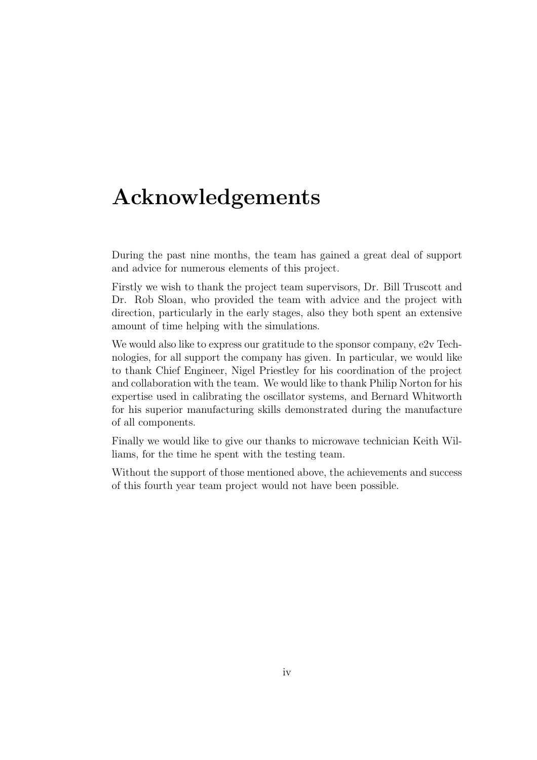# Acknowledgements

During the past nine months, the team has gained a great deal of support and advice for numerous elements of this project.

Firstly we wish to thank the project team supervisors, Dr. Bill Truscott and Dr. Rob Sloan, who provided the team with advice and the project with direction, particularly in the early stages, also they both spent an extensive amount of time helping with the simulations.

We would also like to express our gratitude to the sponsor company, e2v Technologies, for all support the company has given. In particular, we would like to thank Chief Engineer, Nigel Priestley for his coordination of the project and collaboration with the team. We would like to thank Philip Norton for his expertise used in calibrating the oscillator systems, and Bernard Whitworth for his superior manufacturing skills demonstrated during the manufacture of all components.

Finally we would like to give our thanks to microwave technician Keith Williams, for the time he spent with the testing team.

Without the support of those mentioned above, the achievements and success of this fourth year team project would not have been possible.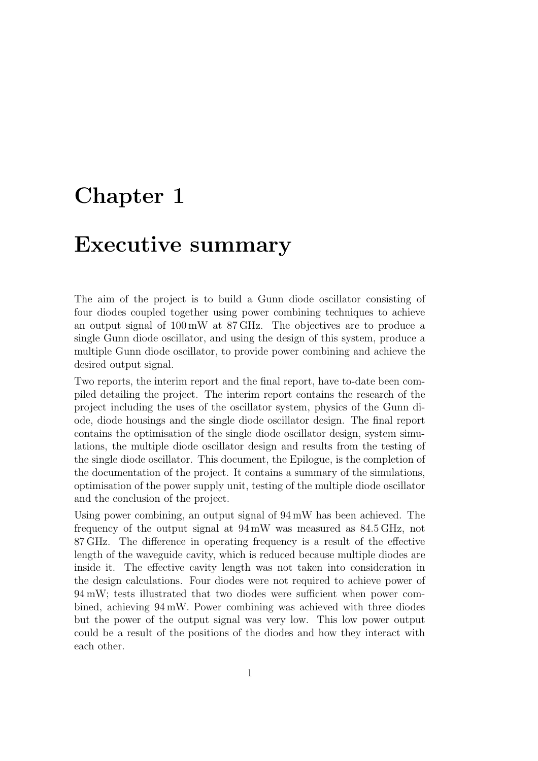# Chapter 1

# Executive summary

The aim of the project is to build a Gunn diode oscillator consisting of four diodes coupled together using power combining techniques to achieve an output signal of 100 mW at 87 GHz. The objectives are to produce a single Gunn diode oscillator, and using the design of this system, produce a multiple Gunn diode oscillator, to provide power combining and achieve the desired output signal.

Two reports, the interim report and the final report, have to-date been compiled detailing the project. The interim report contains the research of the project including the uses of the oscillator system, physics of the Gunn diode, diode housings and the single diode oscillator design. The final report contains the optimisation of the single diode oscillator design, system simulations, the multiple diode oscillator design and results from the testing of the single diode oscillator. This document, the Epilogue, is the completion of the documentation of the project. It contains a summary of the simulations, optimisation of the power supply unit, testing of the multiple diode oscillator and the conclusion of the project.

Using power combining, an output signal of 94 mW has been achieved. The frequency of the output signal at 94 mW was measured as 84.5 GHz, not 87 GHz. The difference in operating frequency is a result of the effective length of the waveguide cavity, which is reduced because multiple diodes are inside it. The effective cavity length was not taken into consideration in the design calculations. Four diodes were not required to achieve power of 94 mW; tests illustrated that two diodes were sufficient when power combined, achieving 94 mW. Power combining was achieved with three diodes but the power of the output signal was very low. This low power output could be a result of the positions of the diodes and how they interact with each other.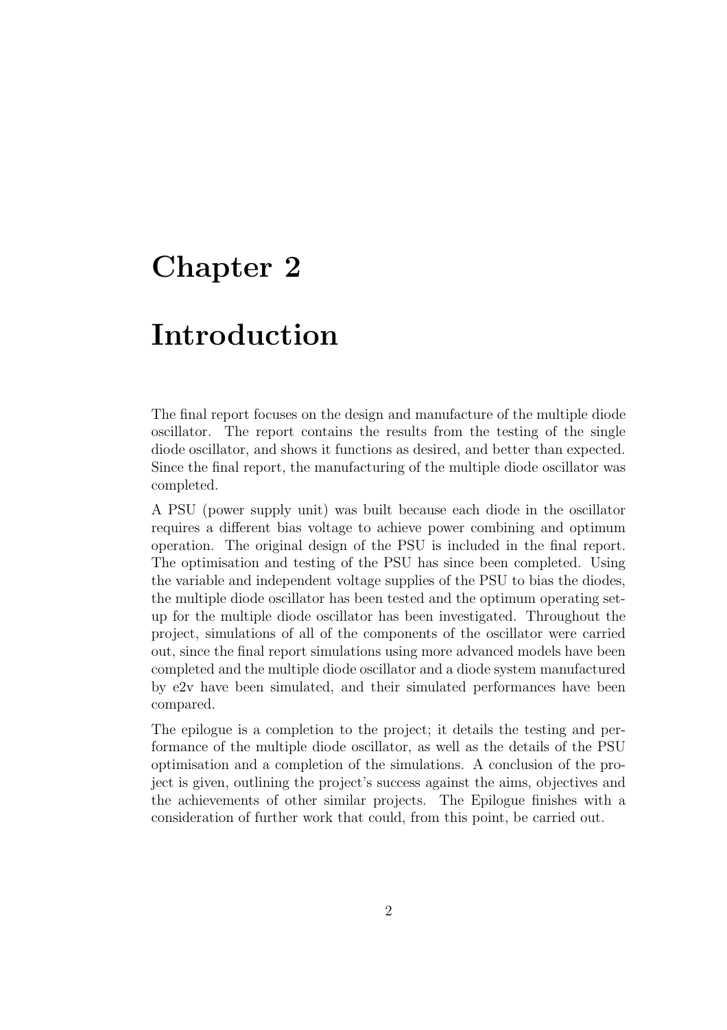# Chapter 2

# Introduction

The final report focuses on the design and manufacture of the multiple diode oscillator. The report contains the results from the testing of the single diode oscillator, and shows it functions as desired, and better than expected. Since the final report, the manufacturing of the multiple diode oscillator was completed.

A PSU (power supply unit) was built because each diode in the oscillator requires a different bias voltage to achieve power combining and optimum operation. The original design of the PSU is included in the final report. The optimisation and testing of the PSU has since been completed. Using the variable and independent voltage supplies of the PSU to bias the diodes, the multiple diode oscillator has been tested and the optimum operating set-up for the multiple diode oscillator has been investigated. Throughout the project, simulations of all of the components of the oscillator were carried out, since the final report simulations using more advanced models have been completed and the multiple diode oscillator and a diode system manufactured by e2v have been simulated, and their simulated performances have been compared.

The epilogue is a completion to the project; it details the testing and performance of the multiple diode oscillator, as well as the details of the PSU optimisation and a completion of the simulations. A conclusion of the project is given, outlining the project's success against the aims, objectives and the achievements of other similar projects. The Epilogue finishes with a consideration of further work that could, from this point, be carried out.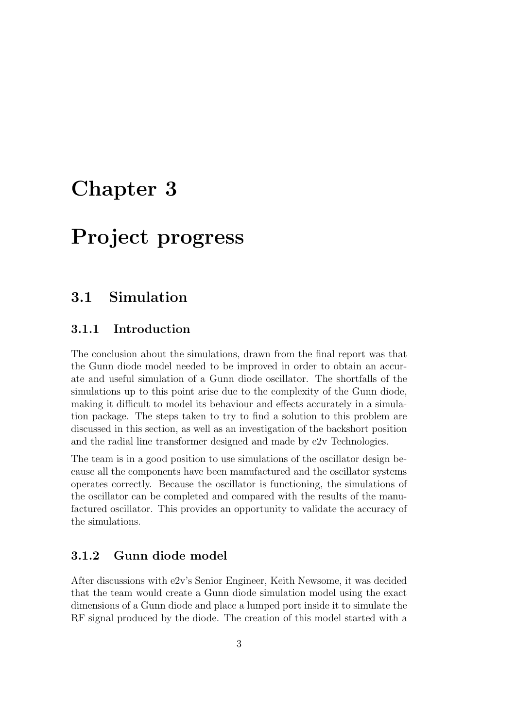# Chapter 3

# Project progress

## 3.1 Simulation

### 3.1.1 Introduction

The conclusion about the simulations, drawn from the final report was that the Gunn diode model needed to be improved in order to obtain an accurate and useful simulation of a Gunn diode oscillator. The shortfalls of the simulations up to this point arise due to the complexity of the Gunn diode, making it difficult to model its behaviour and effects accurately in a simulation package. The steps taken to try to find a solution to this problem are discussed in this section, as well as an investigation of the backshort position and the radial line transformer designed and made by e2v Technologies.

The team is in a good position to use simulations of the oscillator design because all the components have been manufactured and the oscillator systems operates correctly. Because the oscillator is functioning, the simulations of the oscillator can be completed and compared with the results of the manufactured oscillator. This provides an opportunity to validate the accuracy of the simulations.

### 3.1.2 Gunn diode model

After discussions with e2v's Senior Engineer, Keith Newsome, it was decided that the team would create a Gunn diode simulation model using the exact dimensions of a Gunn diode and place a lumped port inside it to simulate the RF signal produced by the diode. The creation of this model started with a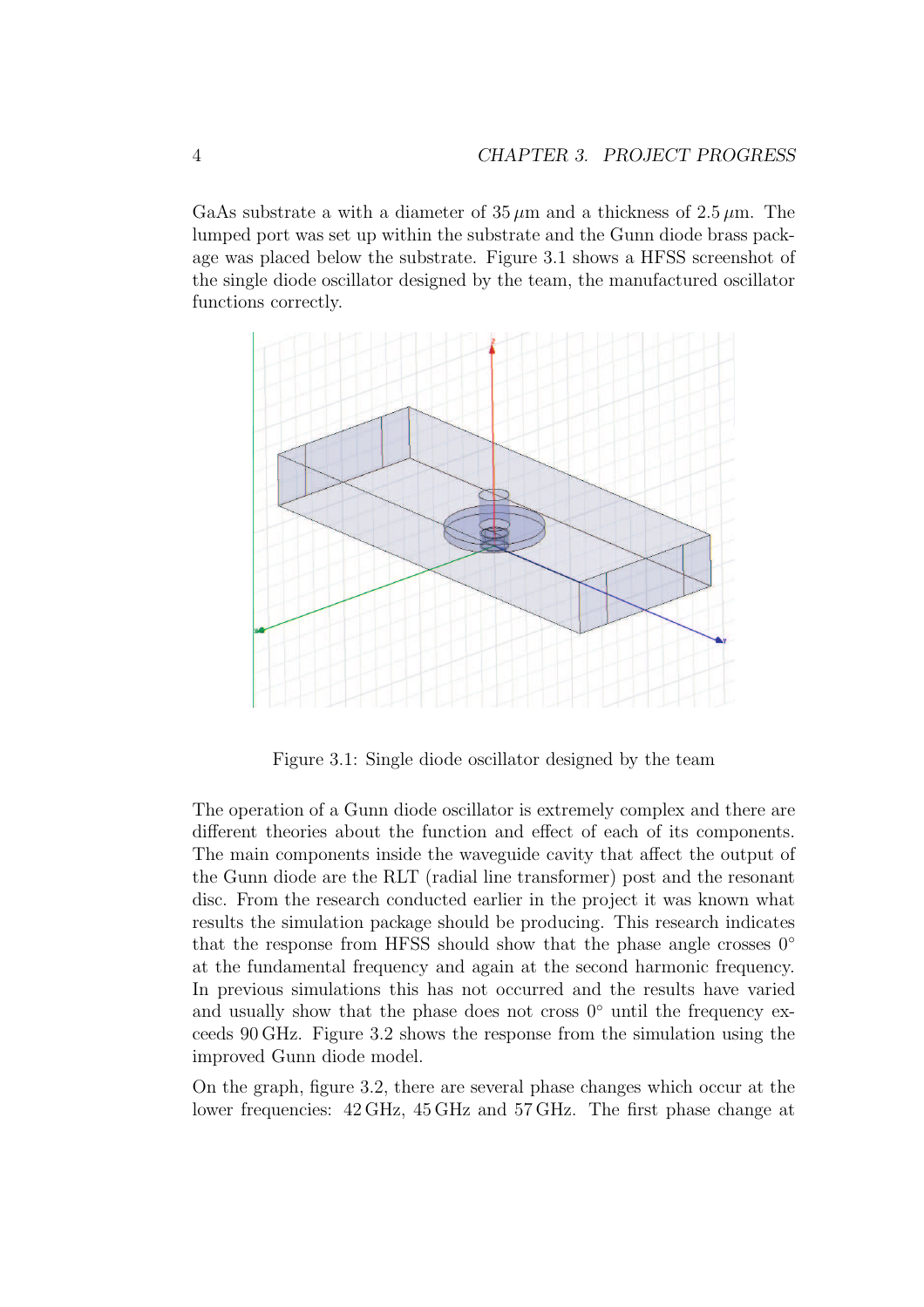GaAs substrate a with a diameter of 35 $\mu$m and a thickness of 2.5 $\mu$m. The lumped port was set up within the substrate and the Gunn diode brass package was placed below the substrate. Figure 3.1 shows a HFSS screenshot of the single diode oscillator designed by the team, the manufactured oscillator functions correctly.

Figure 3.1: Single diode oscillator designed by the team

The operation of a Gunn diode oscillator is extremely complex and there are different theories about the function and effect of each of its components. The main components inside the waveguide cavity that affect the output of the Gunn diode are the RLT (radial line transformer) post and the resonant disc. From the research conducted earlier in the project it was known what results the simulation package should be producing. This research indicates that the response from HFSS should show that the phase angle crosses 0° at the fundamental frequency and again at the second harmonic frequency. In previous simulations this has not occurred and the results have varied and usually show that the phase does not cross 0° until the frequency exceeds 90 GHz. Figure 3.2 shows the response from the simulation using the improved Gunn diode model.

On the graph, figure 3.2, there are several phase changes which occur at the lower frequencies: 42 GHz, 45 GHz and 57 GHz. The first phase change at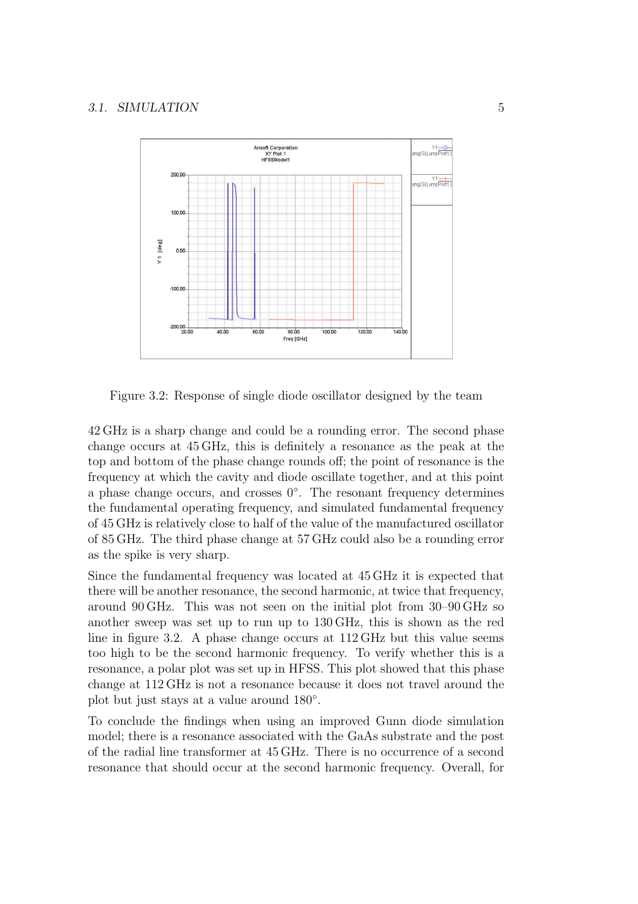Figure 3.2: Response of single diode oscillator designed by the team

42 GHz is a sharp change and could be a rounding error. The second phase change occurs at 45 GHz, this is definitely a resonance as the peak at the top and bottom of the phase change rounds off; the point of resonance is the frequency at which the cavity and diode oscillate together, and at this point a phase change occurs, and crosses 0°. The resonant frequency determines the fundamental operating frequency, and simulated fundamental frequency of 45 GHz is relatively close to half of the value of the manufactured oscillator of 85 GHz. The third phase change at 57 GHz could also be a rounding error as the spike is very sharp.

Since the fundamental frequency was located at 45 GHz it is expected that there will be another resonance, the second harmonic, at twice that frequency, around 90 GHz. This was not seen on the initial plot from 30–90 GHz so another sweep was set up to run up to 130 GHz, this is shown as the red line in figure 3.2. A phase change occurs at 112 GHz but this value seems too high to be the second harmonic frequency. To verify whether this is a resonance, a polar plot was set up in HFSS. This plot showed that this phase change at 112 GHz is not a resonance because it does not travel around the plot but just stays at a value around 180°.

To conclude the findings when using an improved Gunn diode simulation model; there is a resonance associated with the GaAs substrate and the post of the radial line transformer at 45 GHz. There is no occurrence of a second resonance that should occur at the second harmonic frequency. Overall, for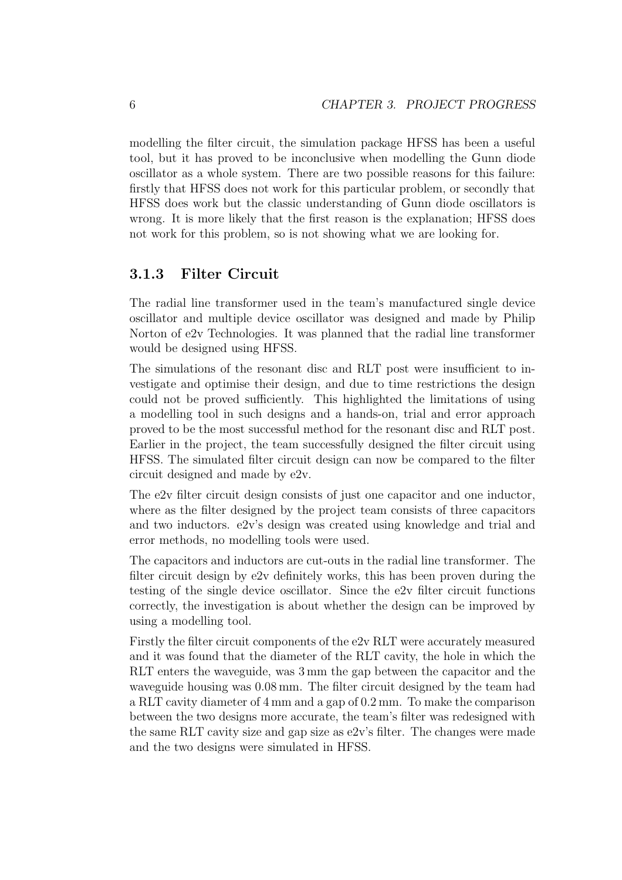modelling the filter circuit, the simulation package HFSS has been a useful tool, but it has proved to be inconclusive when modelling the Gunn diode oscillator as a whole system. There are two possible reasons for this failure: firstly that HFSS does not work for this particular problem, or secondly that HFSS does work but the classic understanding of Gunn diode oscillators is wrong. It is more likely that the first reason is the explanation; HFSS does not work for this problem, so is not showing what we are looking for.

### 3.1.3 Filter Circuit

The radial line transformer used in the team's manufactured single device oscillator and multiple device oscillator was designed and made by Philip Norton of e2v Technologies. It was planned that the radial line transformer would be designed using HFSS.

The simulations of the resonant disc and RLT post were insufficient to investigate and optimise their design, and due to time restrictions the design could not be proved sufficiently. This highlighted the limitations of using a modelling tool in such designs and a hands-on, trial and error approach proved to be the most successful method for the resonant disc and RLT post. Earlier in the project, the team successfully designed the filter circuit using HFSS. The simulated filter circuit design can now be compared to the filter circuit designed and made by e2v.

The e2v filter circuit design consists of just one capacitor and one inductor, where as the filter designed by the project team consists of three capacitors and two inductors. e2v's design was created using knowledge and trial and error methods, no modelling tools were used.

The capacitors and inductors are cut-outs in the radial line transformer. The filter circuit design by e2v definitely works, this has been proven during the testing of the single device oscillator. Since the e2v filter circuit functions correctly, the investigation is about whether the design can be improved by using a modelling tool.

Firstly the filter circuit components of the e2v RLT were accurately measured and it was found that the diameter of the RLT cavity, the hole in which the RLT enters the waveguide, was 3 mm the gap between the capacitor and the waveguide housing was 0.08 mm. The filter circuit designed by the team had a RLT cavity diameter of 4 mm and a gap of 0.2 mm. To make the comparison between the two designs more accurate, the team's filter was redesigned with the same RLT cavity size and gap size as e2v's filter. The changes were made and the two designs were simulated in HFSS.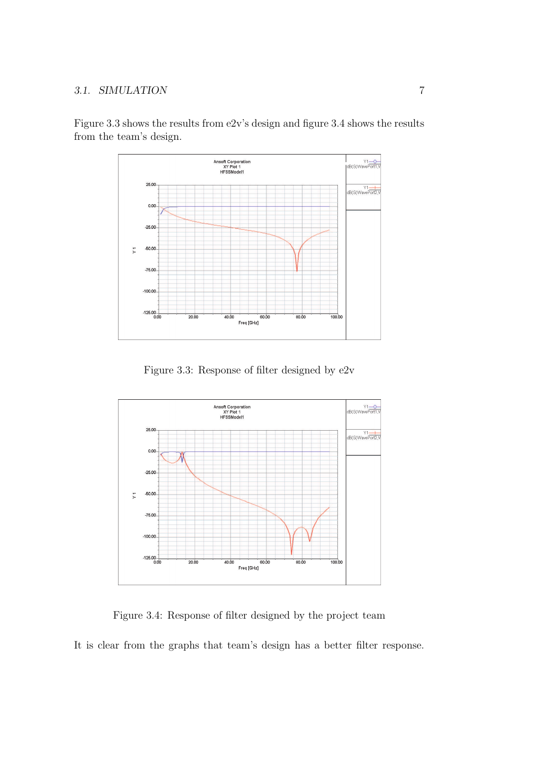Figure 3.3 shows the results from e2v's design and figure 3.4 shows the results from the team's design.

Figure 3.3: Response of filter designed by e2v

Figure 3.4: Response of filter designed by the project team

It is clear from the graphs that team's design has a better filter response.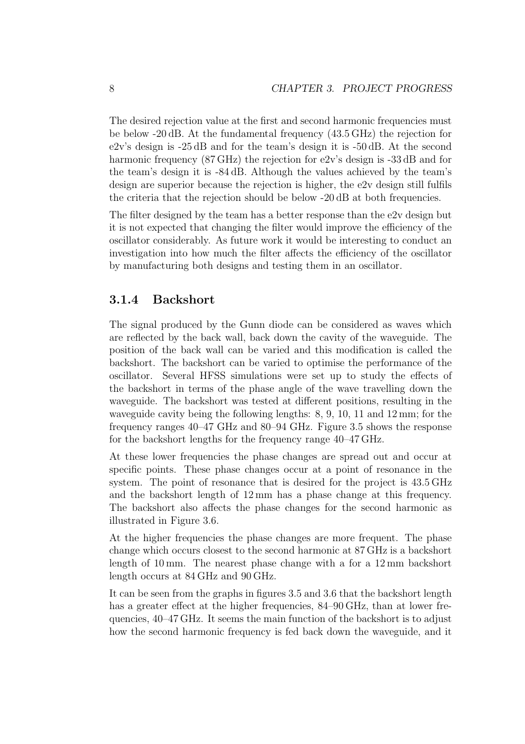The desired rejection value at the first and second harmonic frequencies must be below -20 dB. At the fundamental frequency (43.5 GHz) the rejection for e2v's design is -25 dB and for the team's design it is -50 dB. At the second harmonic frequency (87 GHz) the rejection for e2v's design is -33 dB and for the team's design it is -84 dB. Although the values achieved by the team's design are superior because the rejection is higher, the e2v design still fulfils the criteria that the rejection should be below -20 dB at both frequencies.

The filter designed by the team has a better response than the e2v design but it is not expected that changing the filter would improve the efficiency of the oscillator considerably. As future work it would be interesting to conduct an investigation into how much the filter affects the efficiency of the oscillator by manufacturing both designs and testing them in an oscillator.

### 3.1.4 Backshort

The signal produced by the Gunn diode can be considered as waves which are reflected by the back wall, back down the cavity of the waveguide. The position of the back wall can be varied and this modification is called the backshort. The backshort can be varied to optimise the performance of the oscillator. Several HFSS simulations were set up to study the effects of the backshort in terms of the phase angle of the wave travelling down the waveguide. The backshort was tested at different positions, resulting in the waveguide cavity being the following lengths: 8, 9, 10, 11 and 12 mm; for the frequency ranges 40–47 GHz and 80–94 GHz. Figure 3.5 shows the response for the backshort lengths for the frequency range 40–47 GHz.

At these lower frequencies the phase changes are spread out and occur at specific points. These phase changes occur at a point of resonance in the system. The point of resonance that is desired for the project is 43.5 GHz and the backshort length of 12 mm has a phase change at this frequency. The backshort also affects the phase changes for the second harmonic as illustrated in Figure 3.6.

At the higher frequencies the phase changes are more frequent. The phase change which occurs closest to the second harmonic at 87 GHz is a backshort length of 10 mm. The nearest phase change with a for a 12 mm backshort length occurs at 84 GHz and 90 GHz.

It can be seen from the graphs in figures 3.5 and 3.6 that the backshort length has a greater effect at the higher frequencies, 84–90 GHz, than at lower frequencies, 40–47 GHz. It seems the main function of the backshort is to adjust how the second harmonic frequency is fed back down the waveguide, and it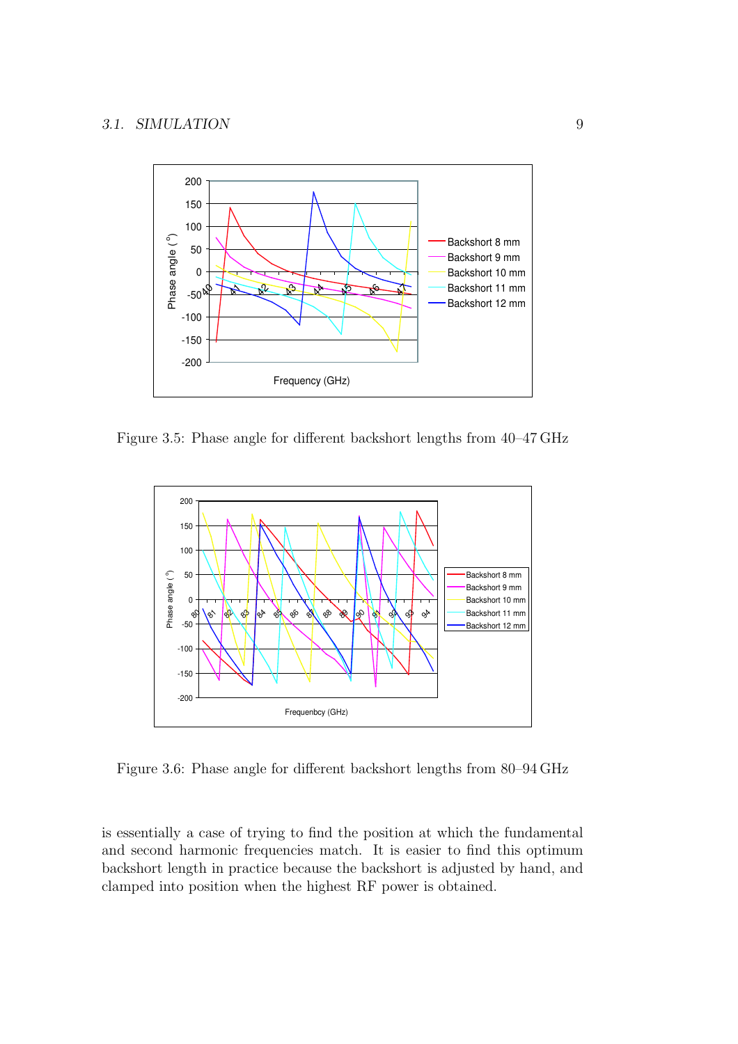Figure 3.5: Phase angle for different backshort lengths from 40–47 GHz

Figure 3.6: Phase angle for different backshort lengths from 80–94 GHz

is essentially a case of trying to find the position at which the fundamental and second harmonic frequencies match. It is easier to find this optimum backshort length in practice because the backshort is adjusted by hand, and clamped into position when the highest RF power is obtained.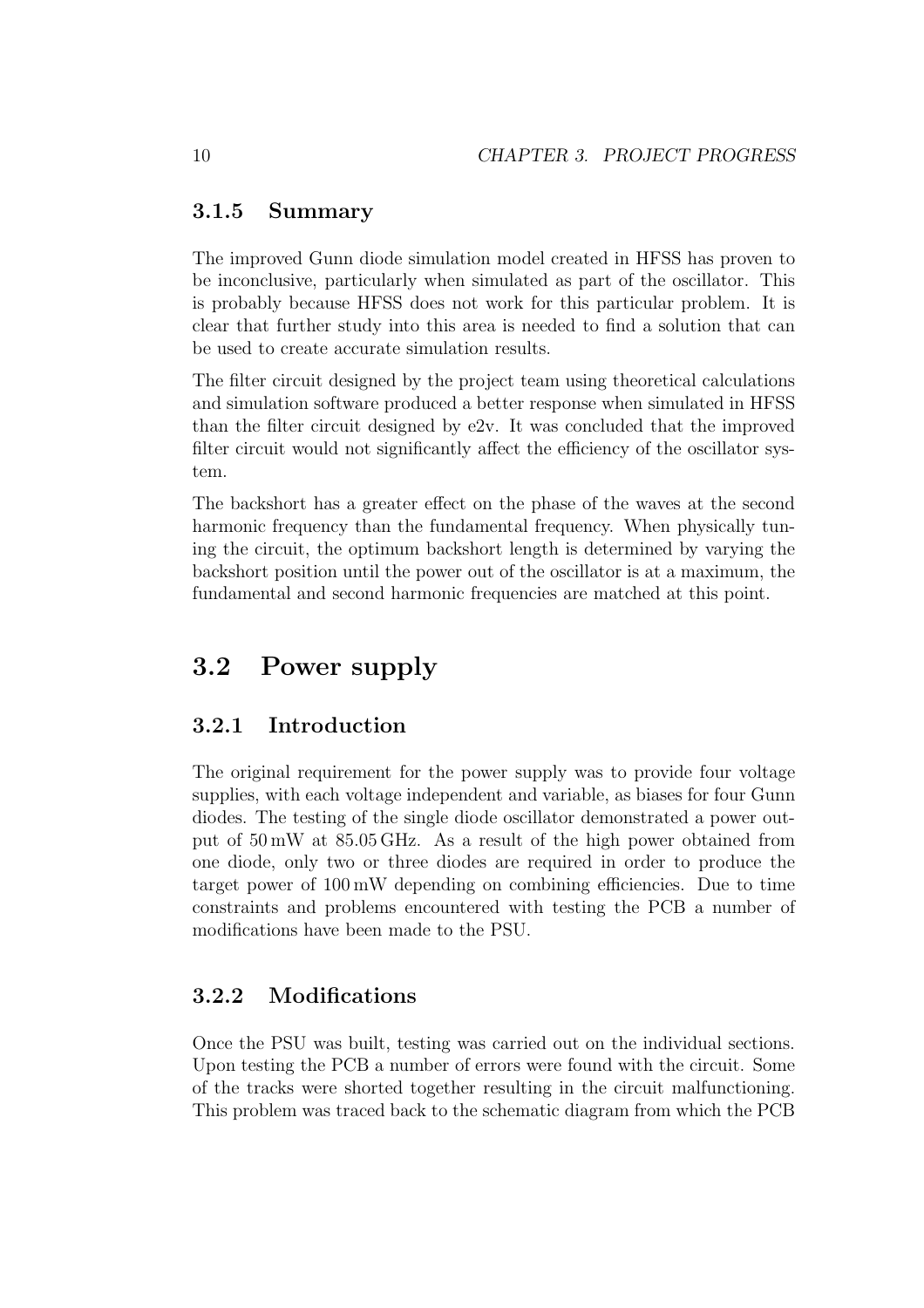### 3.1.5 Summary

The improved Gunn diode simulation model created in HFSS has proven to be inconclusive, particularly when simulated as part of the oscillator. This is probably because HFSS does not work for this particular problem. It is clear that further study into this area is needed to find a solution that can be used to create accurate simulation results.

The filter circuit designed by the project team using theoretical calculations and simulation software produced a better response when simulated in HFSS than the filter circuit designed by e2v. It was concluded that the improved filter circuit would not significantly affect the efficiency of the oscillator system.

The backshort has a greater effect on the phase of the waves at the second harmonic frequency than the fundamental frequency. When physically tuning the circuit, the optimum backshort length is determined by varying the backshort position until the power out of the oscillator is at a maximum, the fundamental and second harmonic frequencies are matched at this point.

## 3.2 Power supply

### 3.2.1 Introduction

The original requirement for the power supply was to provide four voltage supplies, with each voltage independent and variable, as biases for four Gunn diodes. The testing of the single diode oscillator demonstrated a power output of 50 mW at 85.05 GHz. As a result of the high power obtained from one diode, only two or three diodes are required in order to produce the target power of 100 mW depending on combining efficiencies. Due to time constraints and problems encountered with testing the PCB a number of modifications have been made to the PSU.

### 3.2.2 Modifications

Once the PSU was built, testing was carried out on the individual sections. Upon testing the PCB a number of errors were found with the circuit. Some of the tracks were shorted together resulting in the circuit malfunctioning. This problem was traced back to the schematic diagram from which the PCB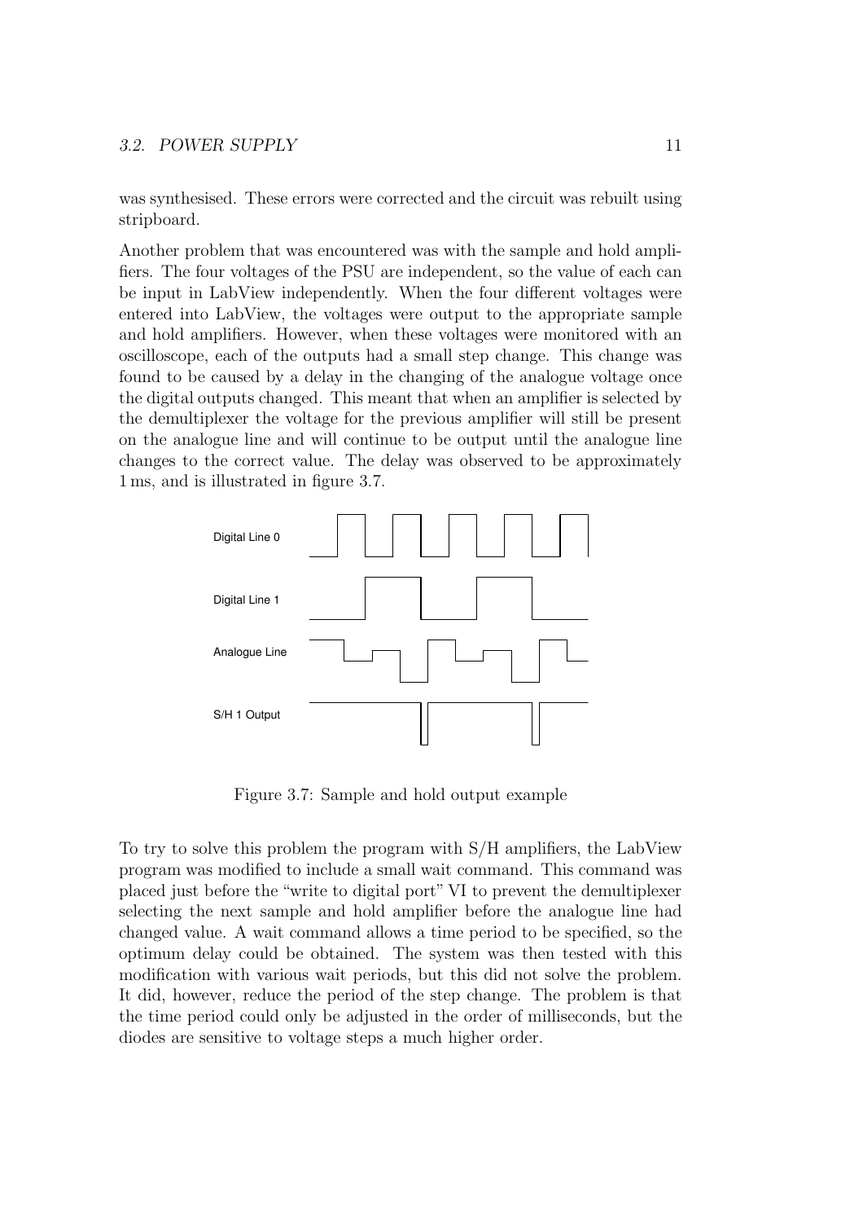was synthesised. These errors were corrected and the circuit was rebuilt using stripboard.

Another problem that was encountered was with the sample and hold amplifiers. The four voltages of the PSU are independent, so the value of each can be input in LabView independently. When the four different voltages were entered into LabView, the voltages were output to the appropriate sample and hold amplifiers. However, when these voltages were monitored with an oscilloscope, each of the outputs had a small step change. This change was found to be caused by a delay in the changing of the analogue voltage once the digital outputs changed. This meant that when an amplifier is selected by the demultiplexer the voltage for the previous amplifier will still be present on the analogue line and will continue to be output until the analogue line changes to the correct value. The delay was observed to be approximately 1 ms, and is illustrated in figure 3.7.

Digital Line 0

Digital Line 1

Analogue Line

S/H 1 Output

Figure 3.7: Sample and hold output example

To try to solve this problem the program with S/H amplifiers, the LabView program was modified to include a small wait command. This command was placed just before the "write to digital port" VI to prevent the demultiplexer selecting the next sample and hold amplifier before the analogue line had changed value. A wait command allows a time period to be specified, so the optimum delay could be obtained. The system was then tested with this modification with various wait periods, but this did not solve the problem. It did, however, reduce the period of the step change. The problem is that the time period could only be adjusted in the order of milliseconds, but the diodes are sensitive to voltage steps a much higher order.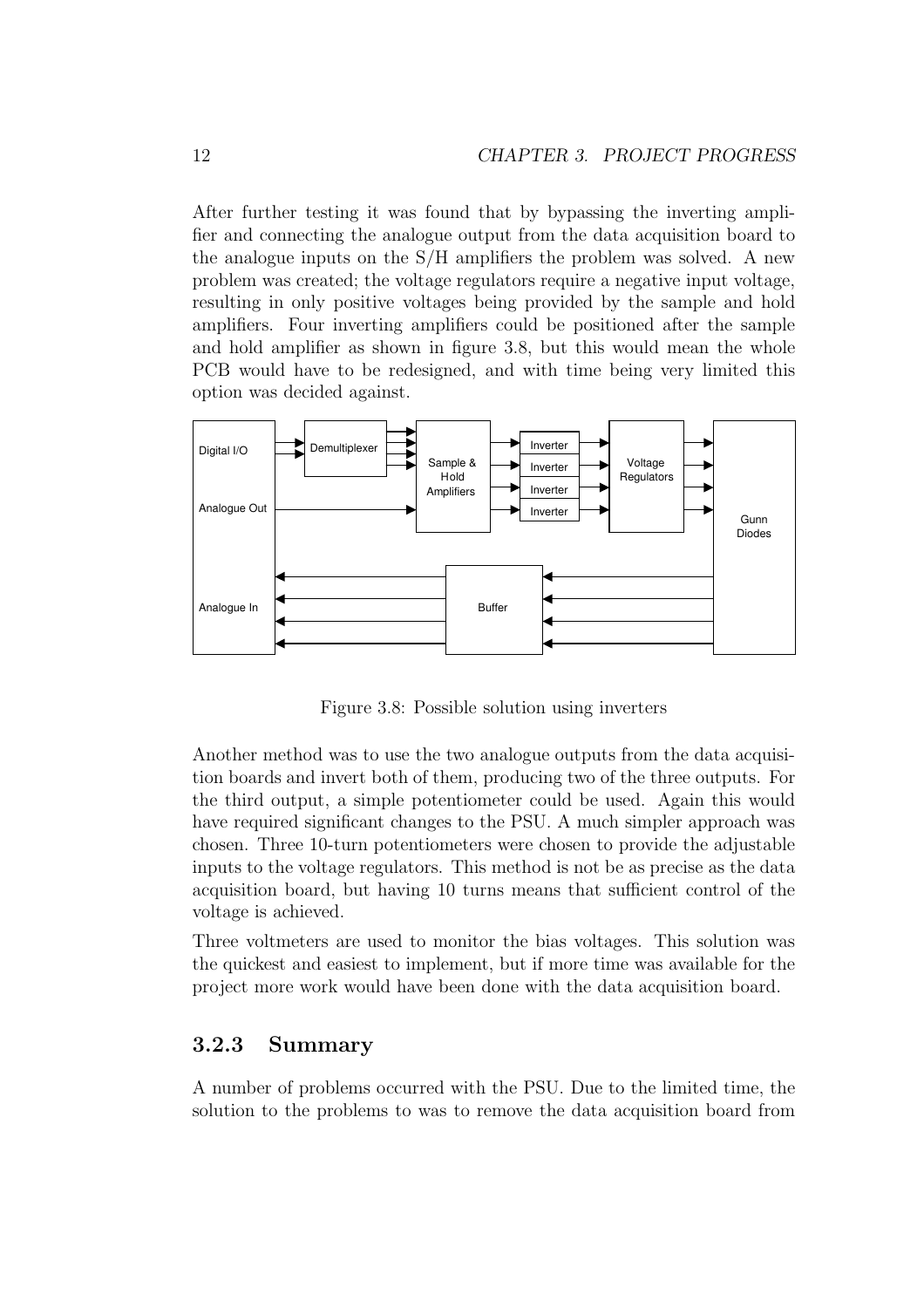After further testing it was found that by bypassing the inverting amplifier and connecting the analogue output from the data acquisition board to the analogue inputs on the S/H amplifiers the problem was solved. A new problem was created; the voltage regulators require a negative input voltage, resulting in only positive voltages being provided by the sample and hold amplifiers. Four inverting amplifiers could be positioned after the sample and hold amplifier as shown in figure 3.8, but this would mean the whole PCB would have to be redesigned, and with time being very limited this option was decided against.

Figure 3.8: Possible solution using inverters

Another method was to use the two analogue outputs from the data acquisition boards and invert both of them, producing two of the three outputs. For the third output, a simple potentiometer could be used. Again this would have required significant changes to the PSU. A much simpler approach was chosen. Three 10-turn potentiometers were chosen to provide the adjustable inputs to the voltage regulators. This method is not be as precise as the data acquisition board, but having 10 turns means that sufficient control of the voltage is achieved.

Three voltmeters are used to monitor the bias voltages. This solution was the quickest and easiest to implement, but if more time was available for the project more work would have been done with the data acquisition board.

### 3.2.3 Summary

A number of problems occurred with the PSU. Due to the limited time, the solution to the problems to was to remove the data acquisition board from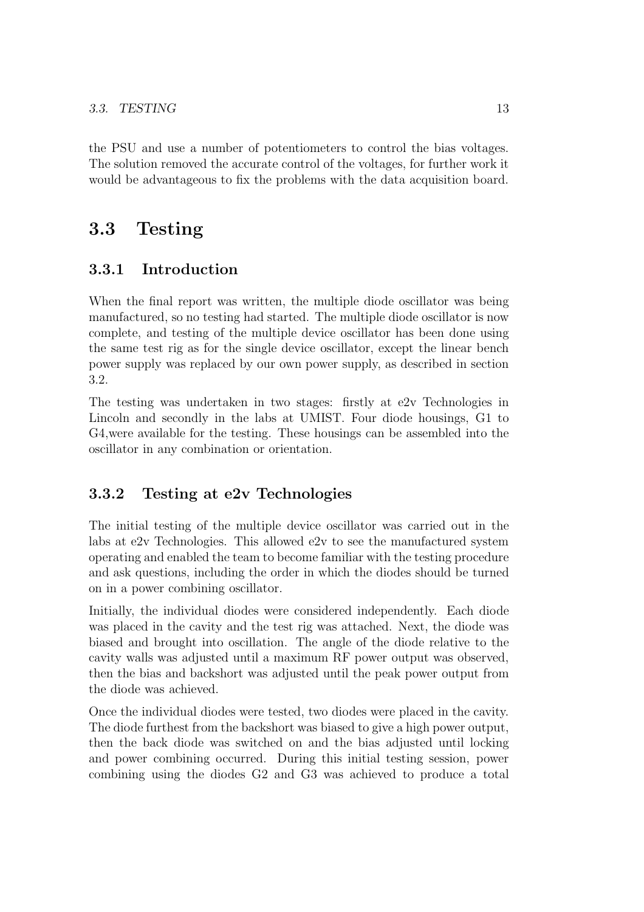the PSU and use a number of potentiometers to control the bias voltages. The solution removed the accurate control of the voltages, for further work it would be advantageous to fix the problems with the data acquisition board.

## 3.3 Testing

### 3.3.1 Introduction

When the final report was written, the multiple diode oscillator was being manufactured, so no testing had started. The multiple diode oscillator is now complete, and testing of the multiple device oscillator has been done using the same test rig as for the single device oscillator, except the linear bench power supply was replaced by our own power supply, as described in section 3.2.

The testing was undertaken in two stages: firstly at e2v Technologies in Lincoln and secondly in the labs at UMIST. Four diode housings, G1 to G4,were available for the testing. These housings can be assembled into the oscillator in any combination or orientation.

### 3.3.2 Testing at e2v Technologies

The initial testing of the multiple device oscillator was carried out in the labs at e2v Technologies. This allowed e2v to see the manufactured system operating and enabled the team to become familiar with the testing procedure and ask questions, including the order in which the diodes should be turned on in a power combining oscillator.

Initially, the individual diodes were considered independently. Each diode was placed in the cavity and the test rig was attached. Next, the diode was biased and brought into oscillation. The angle of the diode relative to the cavity walls was adjusted until a maximum RF power output was observed, then the bias and backshort was adjusted until the peak power output from the diode was achieved.

Once the individual diodes were tested, two diodes were placed in the cavity. The diode furthest from the backshort was biased to give a high power output, then the back diode was switched on and the bias adjusted until locking and power combining occurred. During this initial testing session, power combining using the diodes G2 and G3 was achieved to produce a total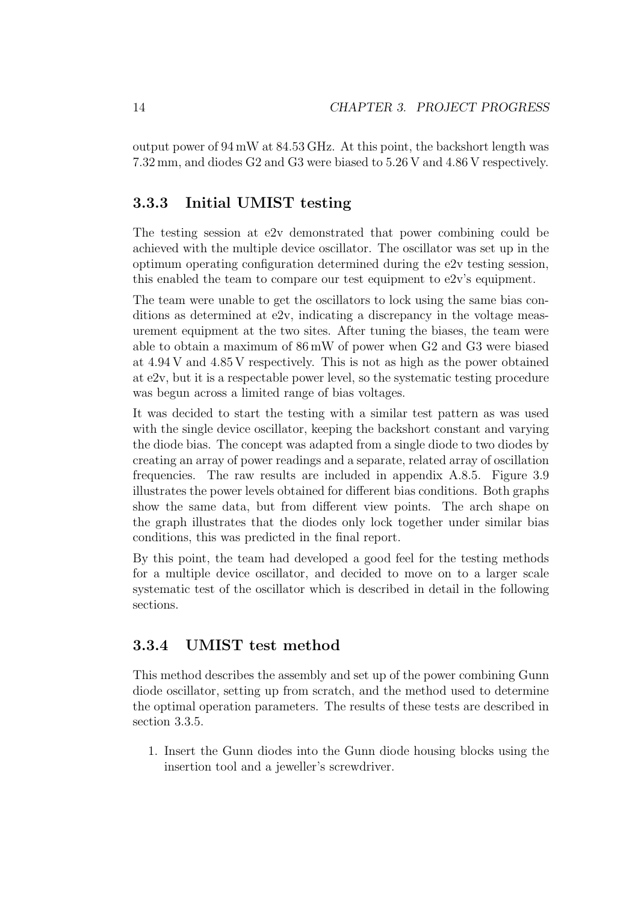output power of 94 mW at 84.53 GHz. At this point, the backshort length was 7.32 mm, and diodes G2 and G3 were biased to 5.26 V and 4.86 V respectively.

### 3.3.3 Initial UMIST testing

The testing session at e2v demonstrated that power combining could be achieved with the multiple device oscillator. The oscillator was set up in the optimum operating configuration determined during the e2v testing session, this enabled the team to compare our test equipment to e2v's equipment.

The team were unable to get the oscillators to lock using the same bias conditions as determined at e2v, indicating a discrepancy in the voltage measurement equipment at the two sites. After tuning the biases, the team were able to obtain a maximum of 86 mW of power when G2 and G3 were biased at 4.94 V and 4.85 V respectively. This is not as high as the power obtained at e2v, but it is a respectable power level, so the systematic testing procedure was begun across a limited range of bias voltages.

It was decided to start the testing with a similar test pattern as was used with the single device oscillator, keeping the backshort constant and varying the diode bias. The concept was adapted from a single diode to two diodes by creating an array of power readings and a separate, related array of oscillation frequencies. The raw results are included in appendix A.8.5. Figure 3.9 illustrates the power levels obtained for different bias conditions. Both graphs show the same data, but from different view points. The arch shape on the graph illustrates that the diodes only lock together under similar bias conditions, this was predicted in the final report.

By this point, the team had developed a good feel for the testing methods for a multiple device oscillator, and decided to move on to a larger scale systematic test of the oscillator which is described in detail in the following sections.

### 3.3.4 UMIST test method

This method describes the assembly and set up of the power combining Gunn diode oscillator, setting up from scratch, and the method used to determine the optimal operation parameters. The results of these tests are described in section 3.3.5.

1. Insert the Gunn diodes into the Gunn diode housing blocks using the insertion tool and a jeweller's screwdriver.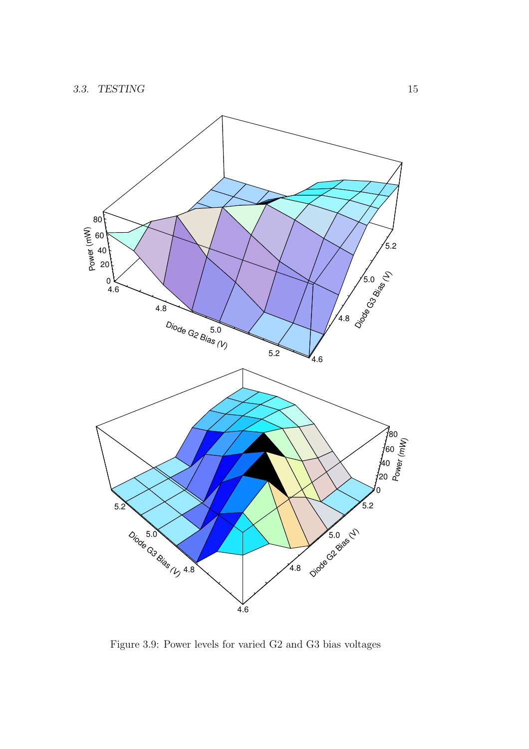Figure 3.9: Power levels for varied G2 and G3 bias voltages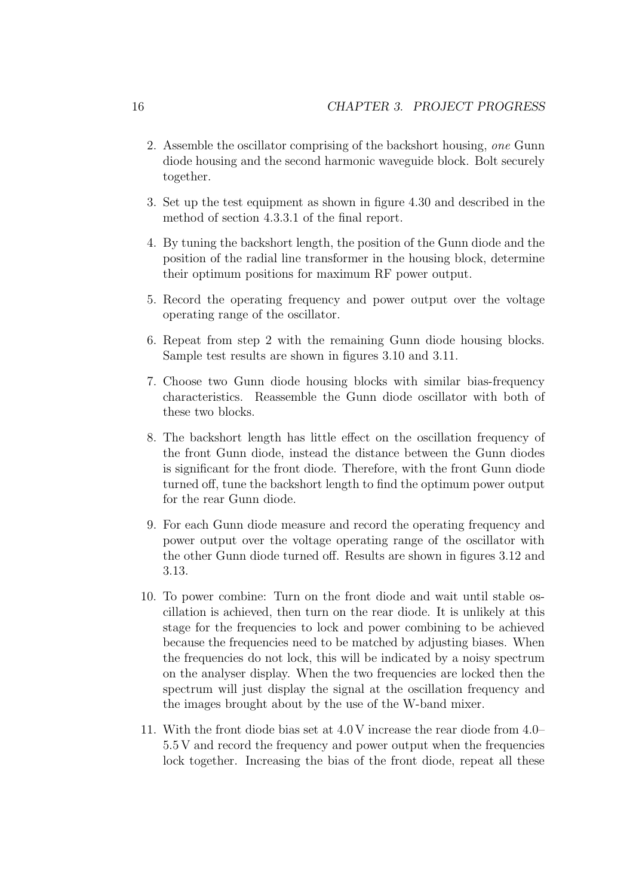2. Assemble the oscillator comprising of the backshort housing, *one* Gunn diode housing and the second harmonic waveguide block. Bolt securely together.

3. Set up the test equipment as shown in figure 4.30 and described in the method of section 4.3.3.1 of the final report.

4. By tuning the backshort length, the position of the Gunn diode and the position of the radial line transformer in the housing block, determine their optimum positions for maximum RF power output.

5. Record the operating frequency and power output over the voltage operating range of the oscillator.

6. Repeat from step 2 with the remaining Gunn diode housing blocks. Sample test results are shown in figures 3.10 and 3.11.

7. Choose two Gunn diode housing blocks with similar bias-frequency characteristics. Reassemble the Gunn diode oscillator with both of these two blocks.

8. The backshort length has little effect on the oscillation frequency of the front Gunn diode, instead the distance between the Gunn diodes is significant for the front diode. Therefore, with the front Gunn diode turned off, tune the backshort length to find the optimum power output for the rear Gunn diode.

9. For each Gunn diode measure and record the operating frequency and power output over the voltage operating range of the oscillator with the other Gunn diode turned off. Results are shown in figures 3.12 and 3.13.

10. To power combine: Turn on the front diode and wait until stable oscillation is achieved, then turn on the rear diode. It is unlikely at this stage for the frequencies to lock and power combining to be achieved because the frequencies need to be matched by adjusting biases. When the frequencies do not lock, this will be indicated by a noisy spectrum on the analyser display. When the two frequencies are locked then the spectrum will just display the signal at the oscillation frequency and the images brought about by the use of the W-band mixer.

11. With the front diode bias set at 4.0 V increase the rear diode from 4.0–5.5 V and record the frequency and power output when the frequencies lock together. Increasing the bias of the front diode, repeat all these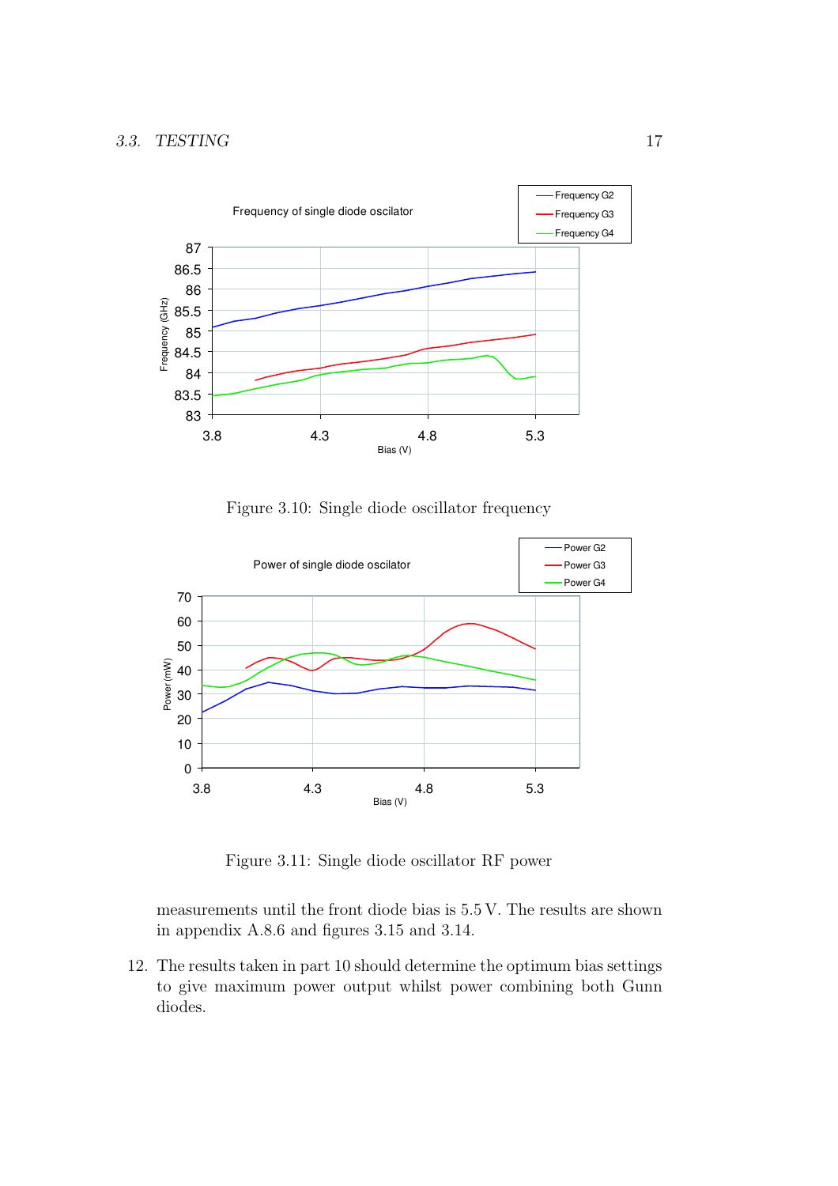Figure 3.10: Single diode oscillator frequency

Figure 3.11: Single diode oscillator RF power

measurements until the front diode bias is 5.5 V. The results are shown in appendix A.8.6 and figures 3.15 and 3.14.

12. The results taken in part 10 should determine the optimum bias settings to give maximum power output whilst power combining both Gunn diodes.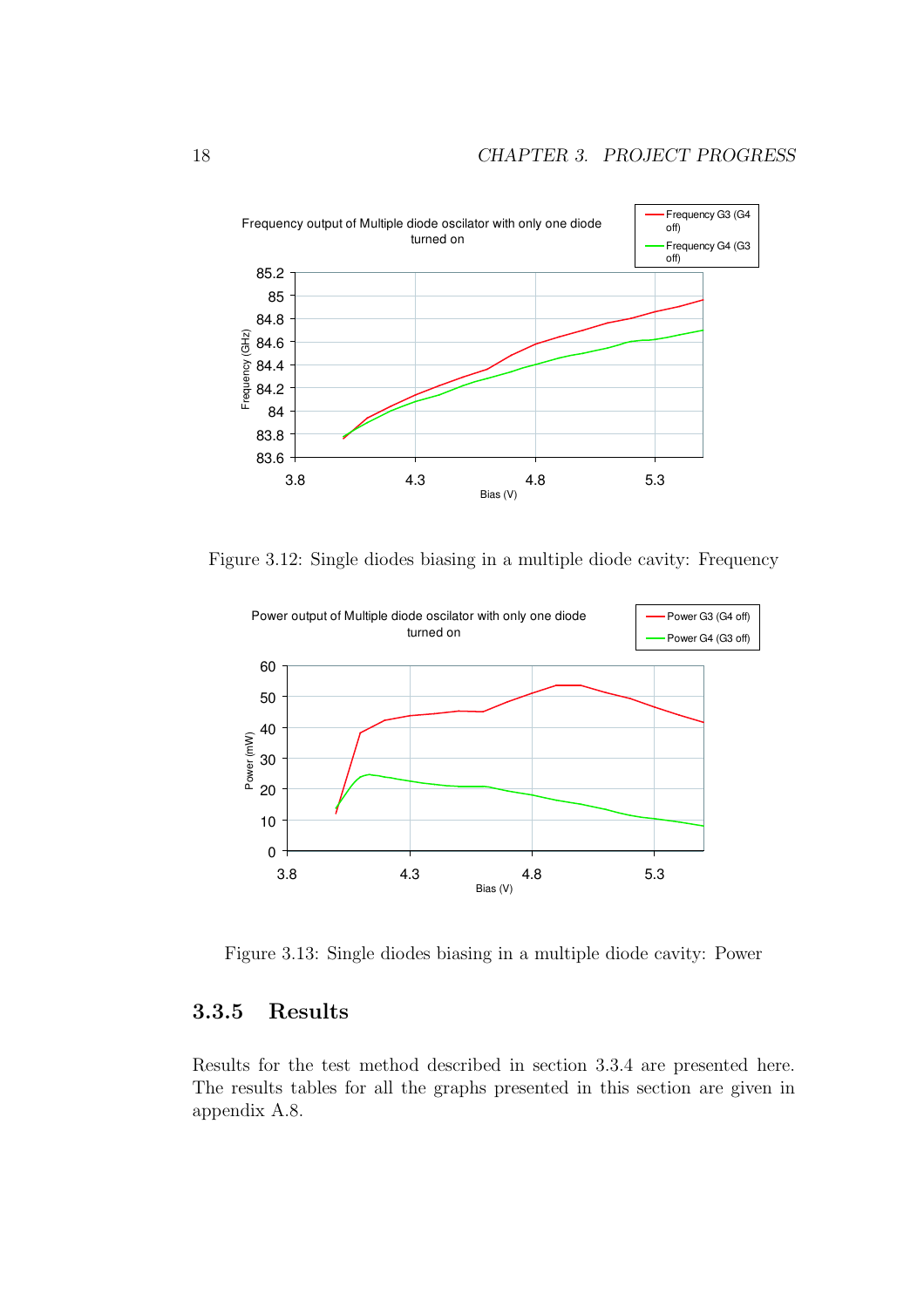Figure 3.12: Single diodes biasing in a multiple diode cavity: Frequency

Figure 3.13: Single diodes biasing in a multiple diode cavity: Power

### 3.3.5 Results

Results for the test method described in section 3.3.4 are presented here. The results tables for all the graphs presented in this section are given in appendix A.8.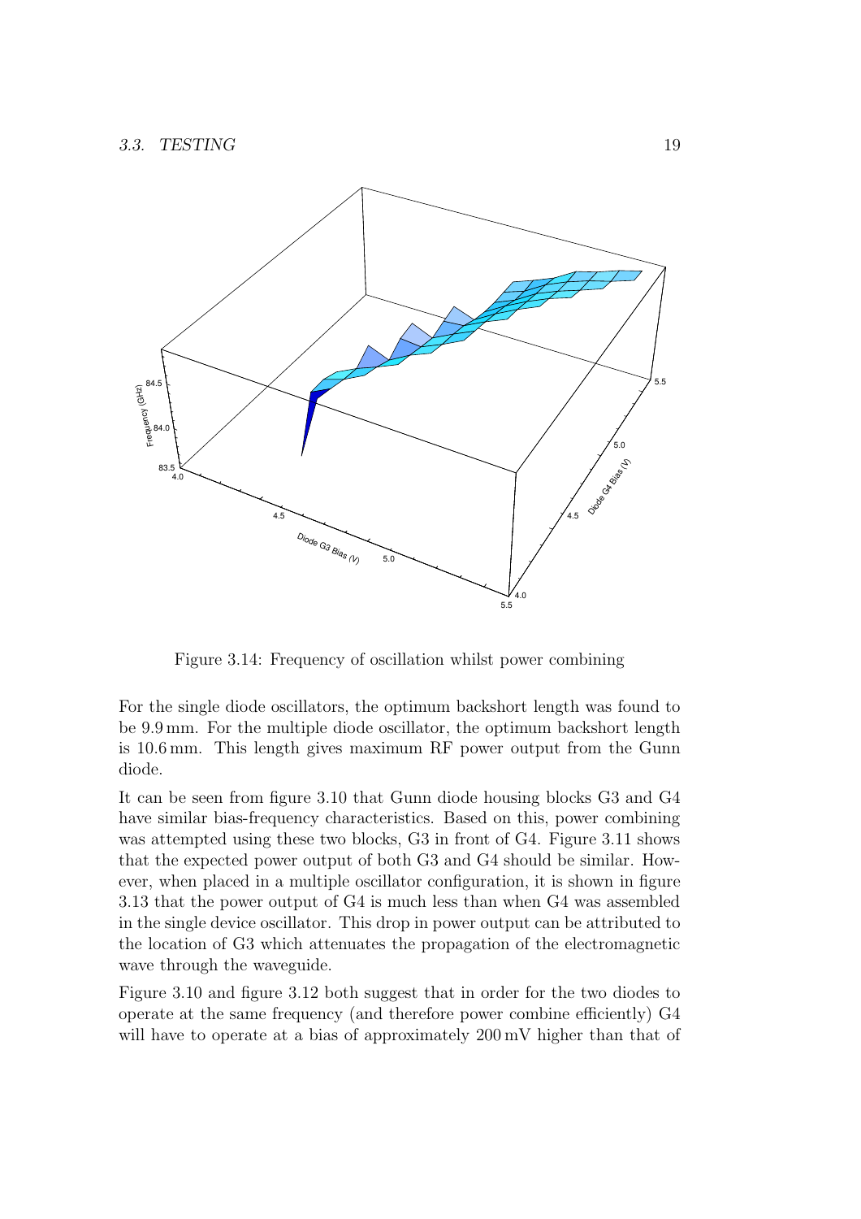Figure 3.14: Frequency of oscillation whilst power combining

For the single diode oscillators, the optimum backshort length was found to be 9.9 mm. For the multiple diode oscillator, the optimum backshort length is 10.6 mm. This length gives maximum RF power output from the Gunn diode.

It can be seen from figure 3.10 that Gunn diode housing blocks G3 and G4 have similar bias-frequency characteristics. Based on this, power combining was attempted using these two blocks, G3 in front of G4. Figure 3.11 shows that the expected power output of both G3 and G4 should be similar. However, when placed in a multiple oscillator configuration, it is shown in figure 3.13 that the power output of G4 is much less than when G4 was assembled in the single device oscillator. This drop in power output can be attributed to the location of G3 which attenuates the propagation of the electromagnetic wave through the waveguide.

Figure 3.10 and figure 3.12 both suggest that in order for the two diodes to operate at the same frequency (and therefore power combine efficiently) G4 will have to operate at a bias of approximately 200 mV higher than that of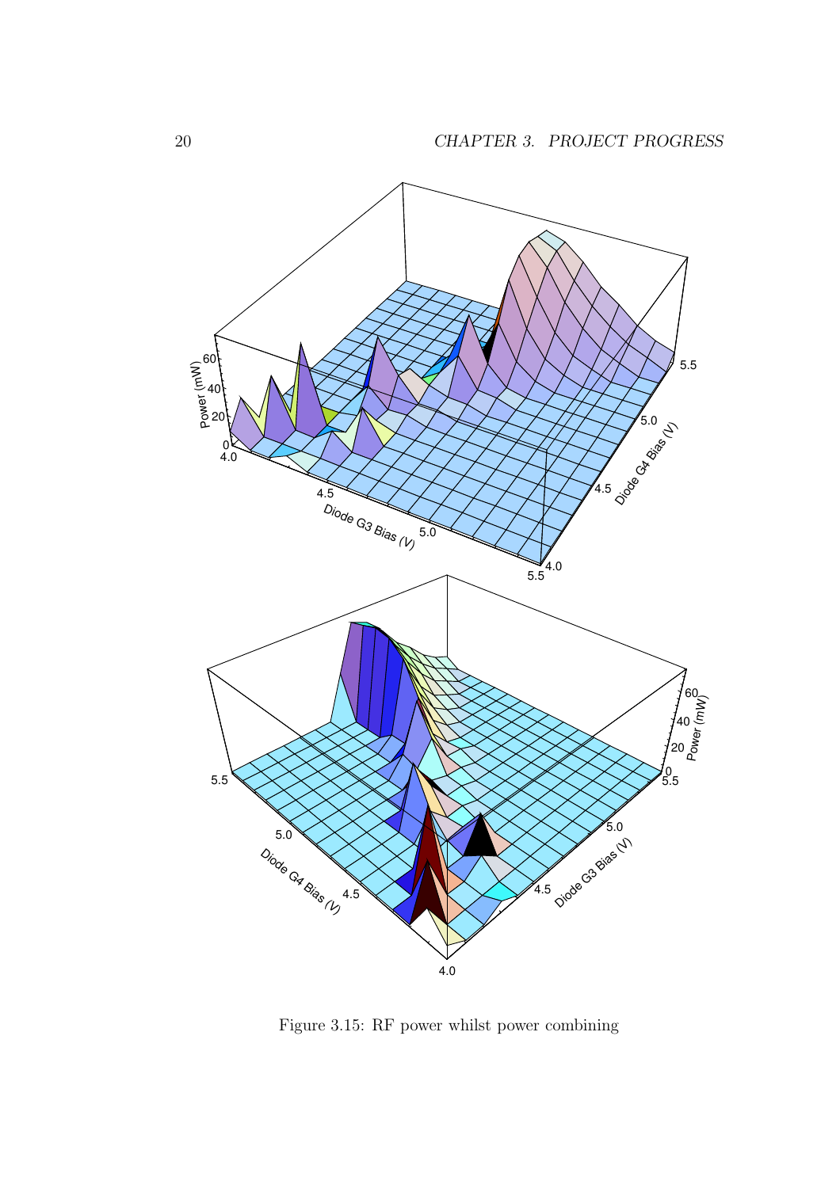Figure 3.15: RF power whilst power combining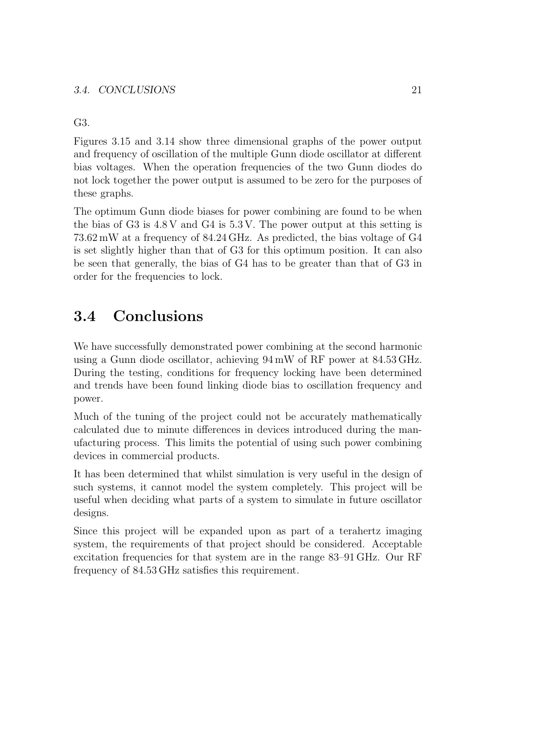G3.

Figures 3.15 and 3.14 show three dimensional graphs of the power output and frequency of oscillation of the multiple Gunn diode oscillator at different bias voltages. When the operation frequencies of the two Gunn diodes do not lock together the power output is assumed to be zero for the purposes of these graphs.

The optimum Gunn diode biases for power combining are found to be when the bias of G3 is 4.8 V and G4 is 5.3 V. The power output at this setting is 73.62 mW at a frequency of 84.24 GHz. As predicted, the bias voltage of G4 is set slightly higher than that of G3 for this optimum position. It can also be seen that generally, the bias of G4 has to be greater than that of G3 in order for the frequencies to lock.

## 3.4 Conclusions

We have successfully demonstrated power combining at the second harmonic using a Gunn diode oscillator, achieving 94 mW of RF power at 84.53 GHz. During the testing, conditions for frequency locking have been determined and trends have been found linking diode bias to oscillation frequency and power.

Much of the tuning of the project could not be accurately mathematically calculated due to minute differences in devices introduced during the manufacturing process. This limits the potential of using such power combining devices in commercial products.

It has been determined that whilst simulation is very useful in the design of such systems, it cannot model the system completely. This project will be useful when deciding what parts of a system to simulate in future oscillator designs.

Since this project will be expanded upon as part of a terahertz imaging system, the requirements of that project should be considered. Acceptable excitation frequencies for that system are in the range 83–91 GHz. Our RF frequency of 84.53 GHz satisfies this requirement.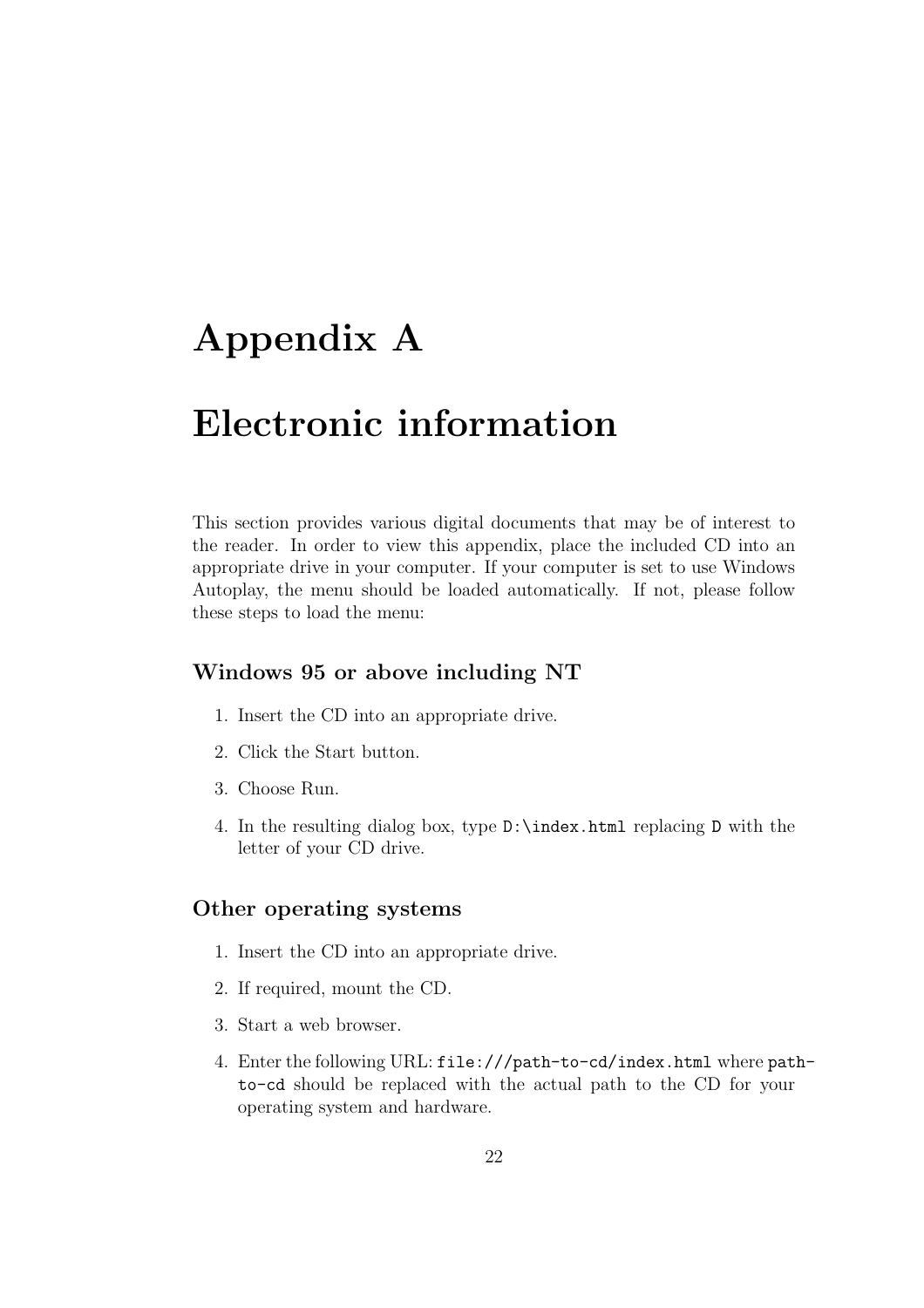# Appendix A

# Electronic information

This section provides various digital documents that may be of interest to the reader. In order to view this appendix, place the included CD into an appropriate drive in your computer. If your computer is set to use Windows Autoplay, the menu should be loaded automatically. If not, please follow these steps to load the menu:

### Windows 95 or above including NT

1. Insert the CD into an appropriate drive.
2. Click the Start button.
3. Choose Run.
4. In the resulting dialog box, type `D:\index.html` replacing `D` with the letter of your CD drive.

### Other operating systems

1. Insert the CD into an appropriate drive.
2. If required, mount the CD.
3. Start a web browser.
4. Enter the following URL: `file:///path-to-cd/index.html` where `path-to-cd` should be replaced with the actual path to the CD for your operating system and hardware.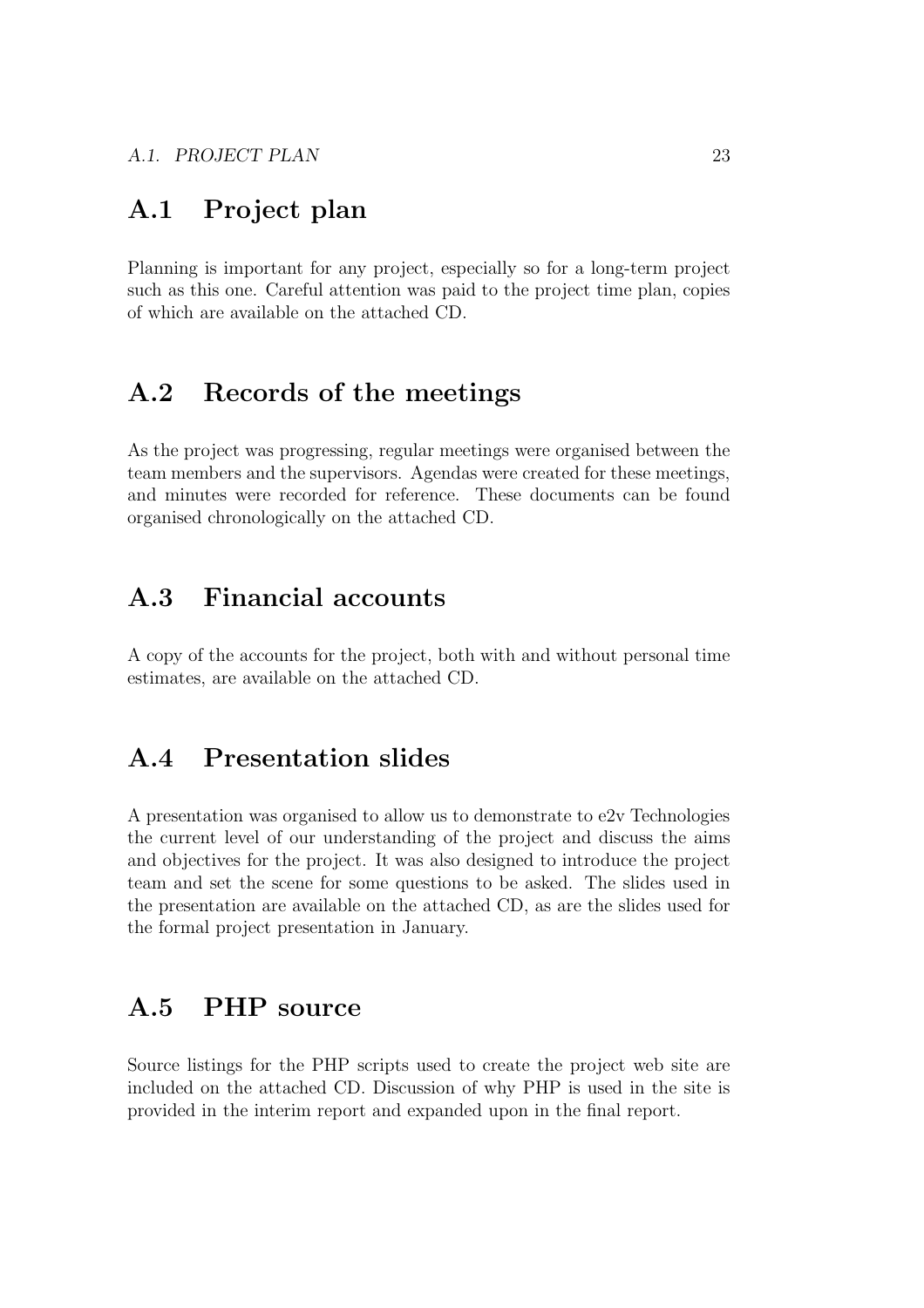## A.1 Project plan

Planning is important for any project, especially so for a long-term project such as this one. Careful attention was paid to the project time plan, copies of which are available on the attached CD.

## A.2 Records of the meetings

As the project was progressing, regular meetings were organised between the team members and the supervisors. Agendas were created for these meetings, and minutes were recorded for reference. These documents can be found organised chronologically on the attached CD.

## A.3 Financial accounts

A copy of the accounts for the project, both with and without personal time estimates, are available on the attached CD.

## A.4 Presentation slides

A presentation was organised to allow us to demonstrate to e2v Technologies the current level of our understanding of the project and discuss the aims and objectives for the project. It was also designed to introduce the project team and set the scene for some questions to be asked. The slides used in the presentation are available on the attached CD, as are the slides used for the formal project presentation in January.

## A.5 PHP source

Source listings for the PHP scripts used to create the project web site are included on the attached CD. Discussion of why PHP is used in the site is provided in the interim report and expanded upon in the final report.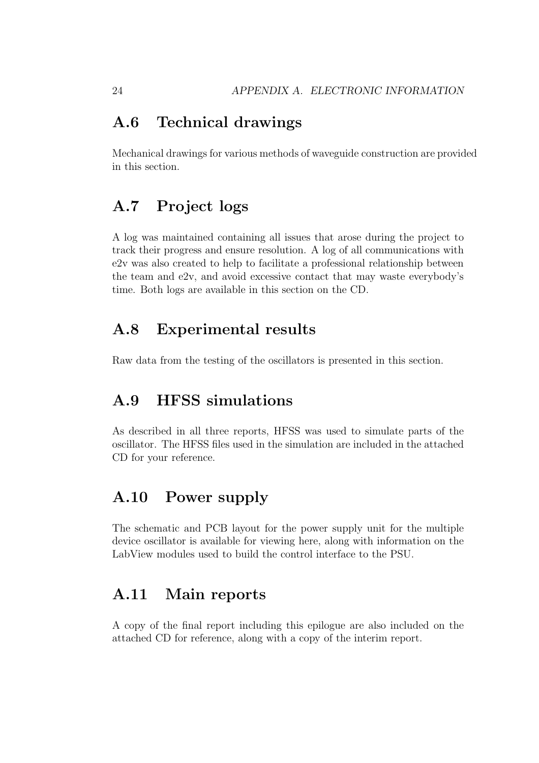## A.6 Technical drawings

Mechanical drawings for various methods of waveguide construction are provided in this section.

## A.7 Project logs

A log was maintained containing all issues that arose during the project to track their progress and ensure resolution. A log of all communications with e2v was also created to help to facilitate a professional relationship between the team and e2v, and avoid excessive contact that may waste everybody's time. Both logs are available in this section on the CD.

## A.8 Experimental results

Raw data from the testing of the oscillators is presented in this section.

## A.9 HFSS simulations

As described in all three reports, HFSS was used to simulate parts of the oscillator. The HFSS files used in the simulation are included in the attached CD for your reference.

## A.10 Power supply

The schematic and PCB layout for the power supply unit for the multiple device oscillator is available for viewing here, along with information on the LabView modules used to build the control interface to the PSU.

## A.11 Main reports

A copy of the final report including this epilogue are also included on the attached CD for reference, along with a copy of the interim report.